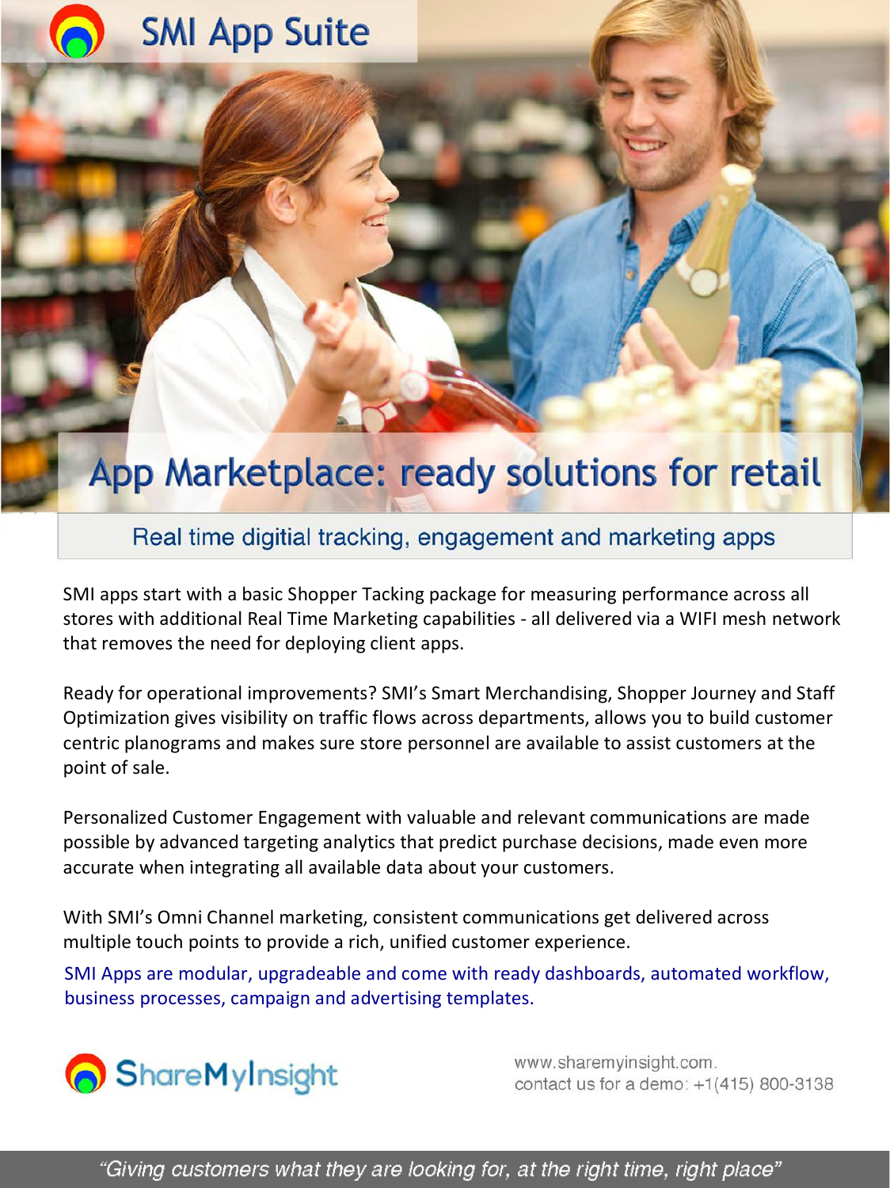# SMI App Suite

## App Marketplace: ready solutions for retail

### Real time digitial tracking, engagement and marketing apps

SMI apps start with a basic Shopper Tacking package for measuring performance across all stores with additional Real Time Marketing capabilities - all delivered via a WIFI mesh network that removes the need for deploying client apps.

Ready for operational improvements? SMI's Smart Merchandising, Shopper Journey and Staff Optimization gives visibility on traffic flows across departments, allows you to build customer centric planograms and makes sure store personnel are available to assist customers at the point of sale.

Personalized Customer Engagement with valuable and relevant communications are made possible by advanced targeting analytics that predict purchase decisions, made even more accurate when integrating all available data about your customers.

With SMI's Omni Channel marketing, consistent communications get delivered across multiple touch points to provide a rich, unified customer experience.

SMI Apps are modular, upgradeable and come with ready dashboards, automated workflow, business processes, campaign and advertising templates.

ShareMyInsight

www.sharemyinsight.com.
contact us for a demo: +1(415) 800-3138

*"Giving customers what they are looking for, at the right time, right place"*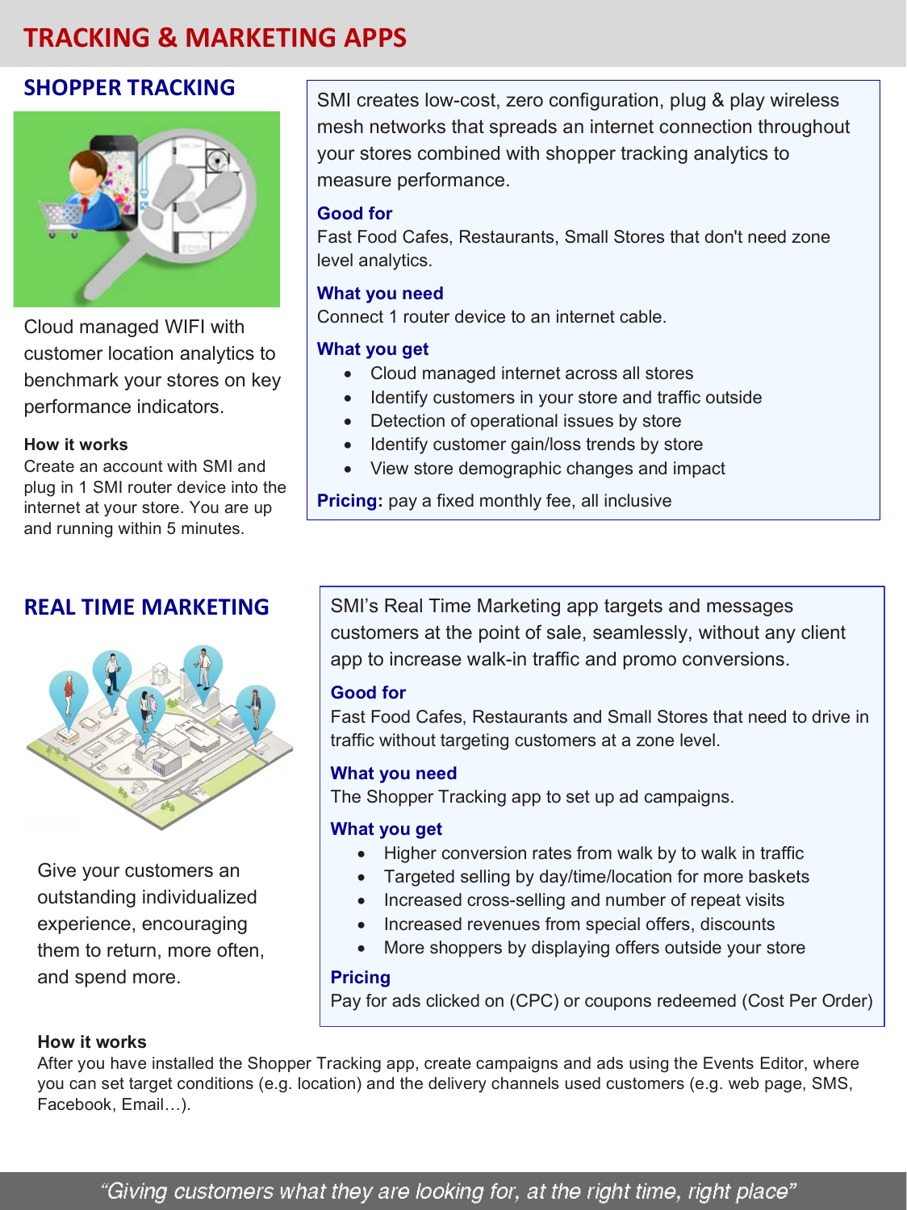# TRACKING & MARKETING APPS

## SHOPPER TRACKING

Cloud managed WIFI with customer location analytics to benchmark your stores on key performance indicators.

**How it works**

Create an account with SMI and plug in 1 SMI router device into the internet at your store. You are up and running within 5 minutes.

SMI creates low-cost, zero configuration, plug & play wireless mesh networks that spreads an internet connection throughout your stores combined with shopper tracking analytics to measure performance.

### Good for

Fast Food Cafes, Restaurants, Small Stores that don't need zone level analytics.

### What you need

Connect 1 router device to an internet cable.

### What you get

- Cloud managed internet across all stores
- Identify customers in your store and traffic outside
- Detection of operational issues by store
- Identify customer gain/loss trends by store
- View store demographic changes and impact

**Pricing:** pay a fixed monthly fee, all inclusive

## REAL TIME MARKETING

Give your customers an outstanding individualized experience, encouraging them to return, more often, and spend more.

SMI's Real Time Marketing app targets and messages customers at the point of sale, seamlessly, without any client app to increase walk-in traffic and promo conversions.

### Good for

Fast Food Cafes, Restaurants and Small Stores that need to drive in traffic without targeting customers at a zone level.

### What you need

The Shopper Tracking app to set up ad campaigns.

### What you get

- Higher conversion rates from walk by to walk in traffic
- Targeted selling by day/time/location for more baskets
- Increased cross-selling and number of repeat visits
- Increased revenues from special offers, discounts
- More shoppers by displaying offers outside your store

### Pricing

Pay for ads clicked on (CPC) or coupons redeemed (Cost Per Order)

**How it works**

After you have installed the Shopper Tracking app, create campaigns and ads using the Events Editor, where you can set target conditions (e.g. location) and the delivery channels used customers (e.g. web page, SMS, Facebook, Email…).

*"Giving customers what they are looking for, at the right time, right place"*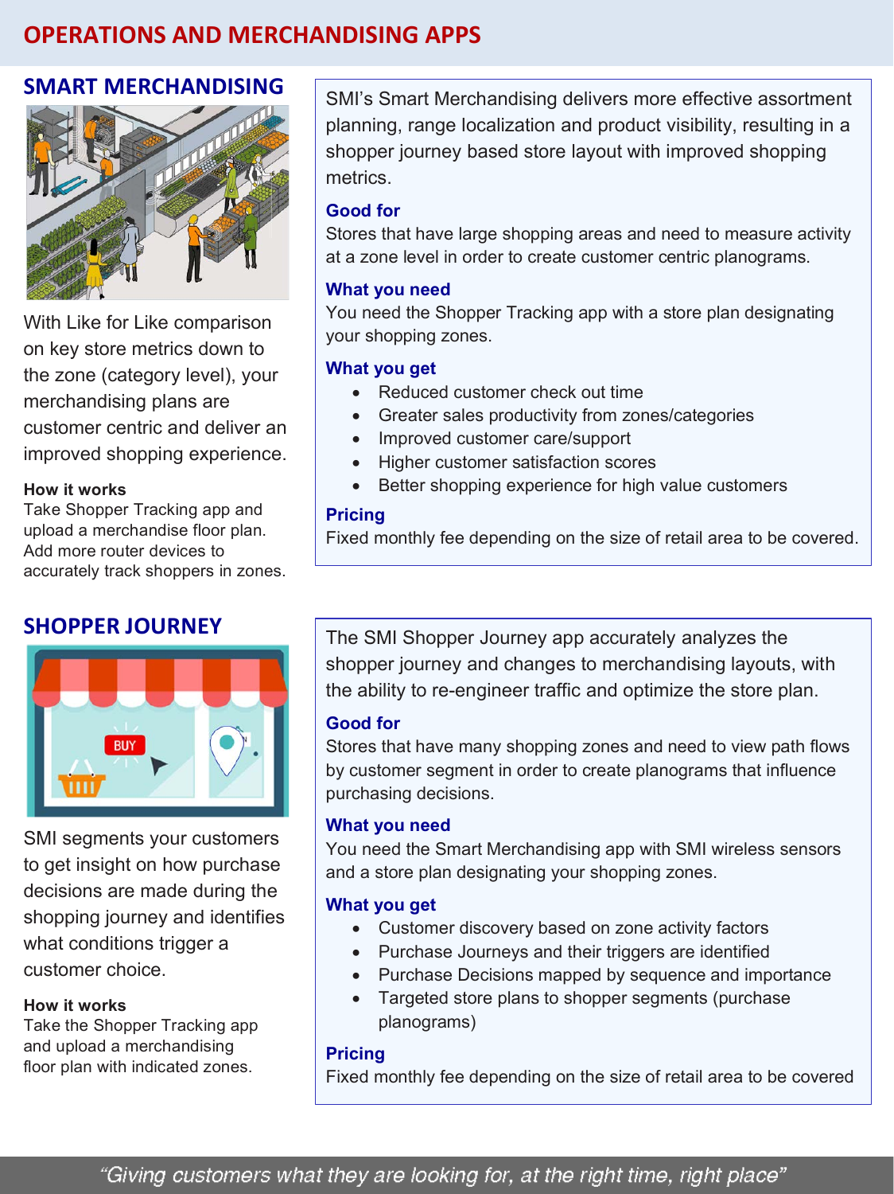# OPERATIONS AND MERCHANDISING APPS

## SMART MERCHANDISING

With Like for Like comparison on key store metrics down to the zone (category level), your merchandising plans are customer centric and deliver an improved shopping experience.

**How it works**

Take Shopper Tracking app and upload a merchandise floor plan. Add more router devices to accurately track shoppers in zones.

SMI's Smart Merchandising delivers more effective assortment planning, range localization and product visibility, resulting in a shopper journey based store layout with improved shopping metrics.

### Good for

Stores that have large shopping areas and need to measure activity at a zone level in order to create customer centric planograms.

### What you need

You need the Shopper Tracking app with a store plan designating your shopping zones.

### What you get

- Reduced customer check out time
- Greater sales productivity from zones/categories
- Improved customer care/support
- Higher customer satisfaction scores
- Better shopping experience for high value customers

### Pricing

Fixed monthly fee depending on the size of retail area to be covered.

## SHOPPER JOURNEY

SMI segments your customers to get insight on how purchase decisions are made during the shopping journey and identifies what conditions trigger a customer choice.

**How it works**

Take the Shopper Tracking app and upload a merchandising floor plan with indicated zones.

The SMI Shopper Journey app accurately analyzes the shopper journey and changes to merchandising layouts, with the ability to re-engineer traffic and optimize the store plan.

### Good for

Stores that have many shopping zones and need to view path flows by customer segment in order to create planograms that influence purchasing decisions.

### What you need

You need the Smart Merchandising app with SMI wireless sensors and a store plan designating your shopping zones.

### What you get

- Customer discovery based on zone activity factors
- Purchase Journeys and their triggers are identified
- Purchase Decisions mapped by sequence and importance
- Targeted store plans to shopper segments (purchase planograms)

### Pricing

Fixed monthly fee depending on the size of retail area to be covered

*"Giving customers what they are looking for, at the right time, right place"*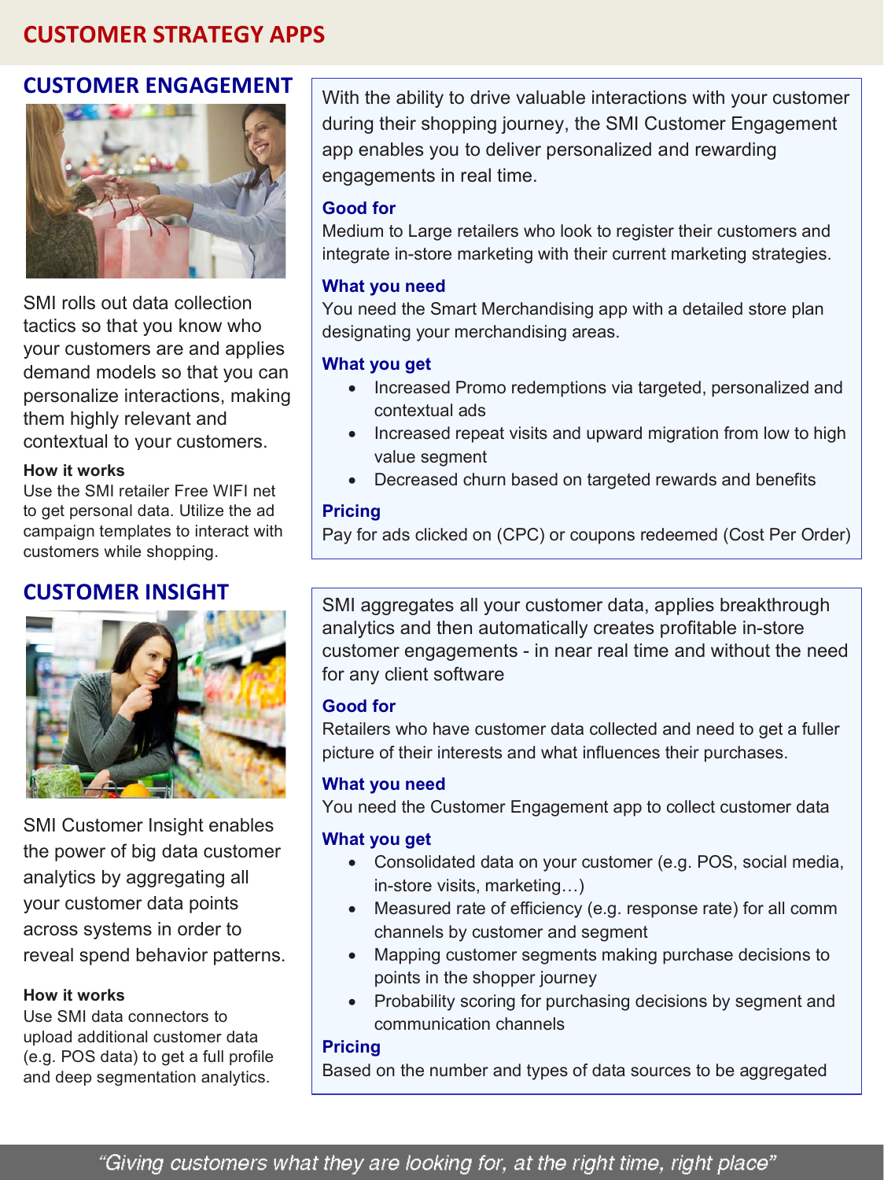# CUSTOMER STRATEGY APPS

## CUSTOMER ENGAGEMENT

SMI rolls out data collection tactics so that you know who your customers are and applies demand models so that you can personalize interactions, making them highly relevant and contextual to your customers.

**How it works**

Use the SMI retailer Free WIFI net to get personal data. Utilize the ad campaign templates to interact with customers while shopping.

With the ability to drive valuable interactions with your customer during their shopping journey, the SMI Customer Engagement app enables you to deliver personalized and rewarding engagements in real time.

### Good for

Medium to Large retailers who look to register their customers and integrate in-store marketing with their current marketing strategies.

### What you need

You need the Smart Merchandising app with a detailed store plan designating your merchandising areas.

### What you get

- Increased Promo redemptions via targeted, personalized and contextual ads
- Increased repeat visits and upward migration from low to high value segment
- Decreased churn based on targeted rewards and benefits

### Pricing

Pay for ads clicked on (CPC) or coupons redeemed (Cost Per Order)

## CUSTOMER INSIGHT

SMI Customer Insight enables the power of big data customer analytics by aggregating all your customer data points across systems in order to reveal spend behavior patterns.

**How it works**

Use SMI data connectors to upload additional customer data (e.g. POS data) to get a full profile and deep segmentation analytics.

SMI aggregates all your customer data, applies breakthrough analytics and then automatically creates profitable in-store customer engagements - in near real time and without the need for any client software

### Good for

Retailers who have customer data collected and need to get a fuller picture of their interests and what influences their purchases.

### What you need

You need the Customer Engagement app to collect customer data

### What you get

- Consolidated data on your customer (e.g. POS, social media, in-store visits, marketing…)
- Measured rate of efficiency (e.g. response rate) for all comm channels by customer and segment
- Mapping customer segments making purchase decisions to points in the shopper journey
- Probability scoring for purchasing decisions by segment and communication channels

### Pricing

Based on the number and types of data sources to be aggregated

*"Giving customers what they are looking for, at the right time, right place"*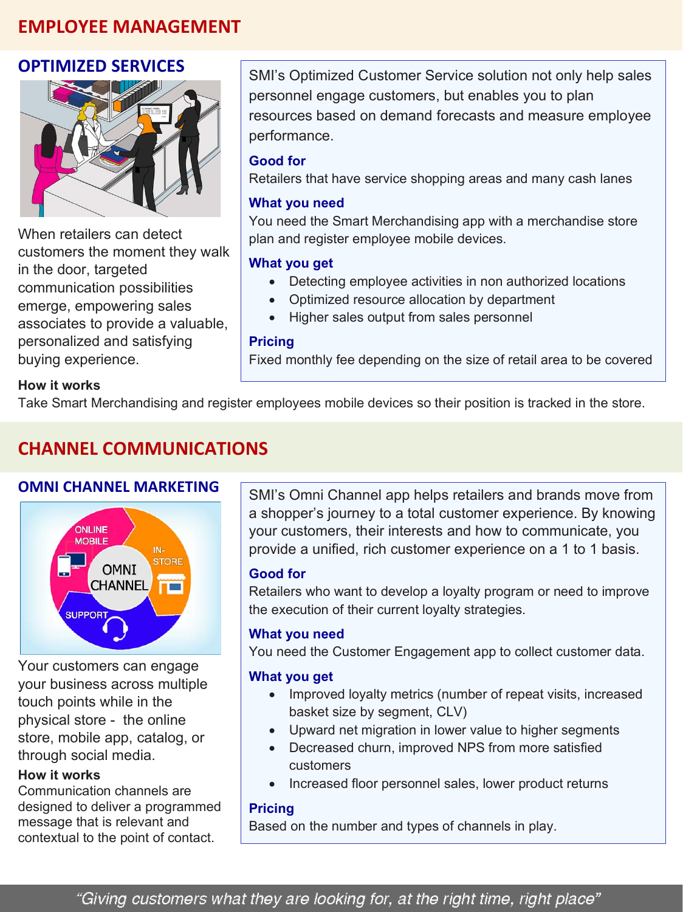# EMPLOYEE MANAGEMENT

## OPTIMIZED SERVICES

When retailers can detect customers the moment they walk in the door, targeted communication possibilities emerge, empowering sales associates to provide a valuable, personalized and satisfying buying experience.

SMI's Optimized Customer Service solution not only help sales personnel engage customers, but enables you to plan resources based on demand forecasts and measure employee performance.

### Good for

Retailers that have service shopping areas and many cash lanes

### What you need

You need the Smart Merchandising app with a merchandise store plan and register employee mobile devices.

### What you get

- Detecting employee activities in non authorized locations
- Optimized resource allocation by department
- Higher sales output from sales personnel

### Pricing

Fixed monthly fee depending on the size of retail area to be covered

**How it works**

Take Smart Merchandising and register employees mobile devices so their position is tracked in the store.

# CHANNEL COMMUNICATIONS

## OMNI CHANNEL MARKETING

Your customers can engage your business across multiple touch points while in the physical store - the online store, mobile app, catalog, or through social media.

**How it works**

Communication channels are designed to deliver a programmed message that is relevant and contextual to the point of contact.

SMI's Omni Channel app helps retailers and brands move from a shopper's journey to a total customer experience. By knowing your customers, their interests and how to communicate, you provide a unified, rich customer experience on a 1 to 1 basis.

### Good for

Retailers who want to develop a loyalty program or need to improve the execution of their current loyalty strategies.

### What you need

You need the Customer Engagement app to collect customer data.

### What you get

- Improved loyalty metrics (number of repeat visits, increased basket size by segment, CLV)
- Upward net migration in lower value to higher segments
- Decreased churn, improved NPS from more satisfied customers
- Increased floor personnel sales, lower product returns

### Pricing

Based on the number and types of channels in play.

*"Giving customers what they are looking for, at the right time, right place"*